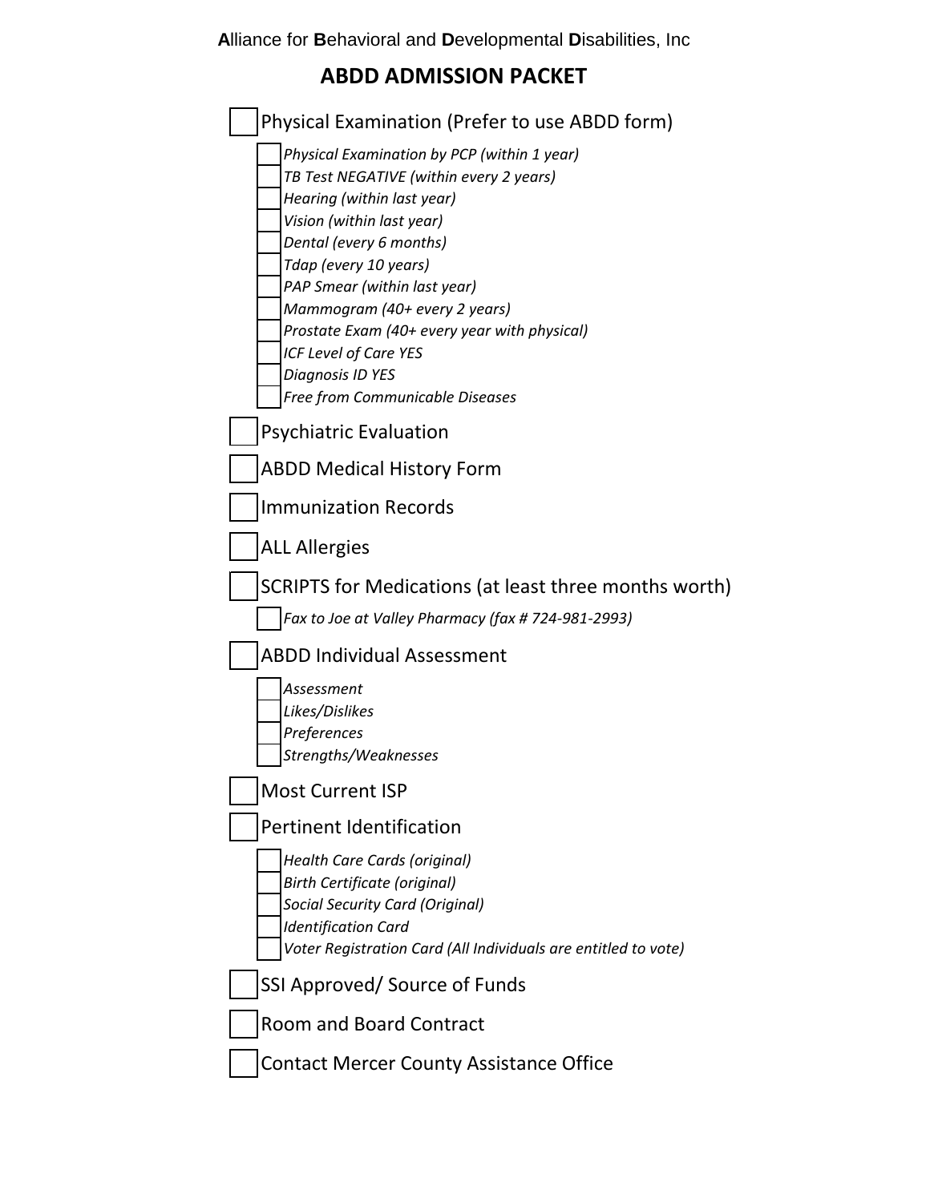**A**lliance for **B**ehavioral and **D**evelopmental **D**isabilities, Inc

# ABDD ADMISSION PACKET

- [ ] Physical Examination (Prefer to use ABDD form)
  - [ ] *Physical Examination by PCP (within 1 year)*
  - [ ] *TB Test NEGATIVE (within every 2 years)*
  - [ ] *Hearing (within last year)*
  - [ ] *Vision (within last year)*
  - [ ] *Dental (every 6 months)*
  - [ ] *Tdap (every 10 years)*
  - [ ] *PAP Smear (within last year)*
  - [ ] *Mammogram (40+ every 2 years)*
  - [ ] *Prostate Exam (40+ every year with physical)*
  - [ ] *ICF Level of Care YES*
  - [ ] *Diagnosis ID YES*
  - [ ] *Free from Communicable Diseases*
- [ ] Psychiatric Evaluation
- [ ] ABDD Medical History Form
- [ ] Immunization Records
- [ ] ALL Allergies
- [ ] SCRIPTS for Medications (at least three months worth)
  - [ ] *Fax to Joe at Valley Pharmacy (fax # 724-981-2993)*
- [ ] ABDD Individual Assessment
  - [ ] *Assessment*
  - [ ] *Likes/Dislikes*
  - [ ] *Preferences*
  - [ ] *Strengths/Weaknesses*
- [ ] Most Current ISP
- [ ] Pertinent Identification
  - [ ] *Health Care Cards (original)*
  - [ ] *Birth Certificate (original)*
  - [ ] *Social Security Card (Original)*
  - [ ] *Identification Card*
  - [ ] *Voter Registration Card (All Individuals are entitled to vote)*
- [ ] SSI Approved/ Source of Funds
- [ ] Room and Board Contract
- [ ] Contact Mercer County Assistance Office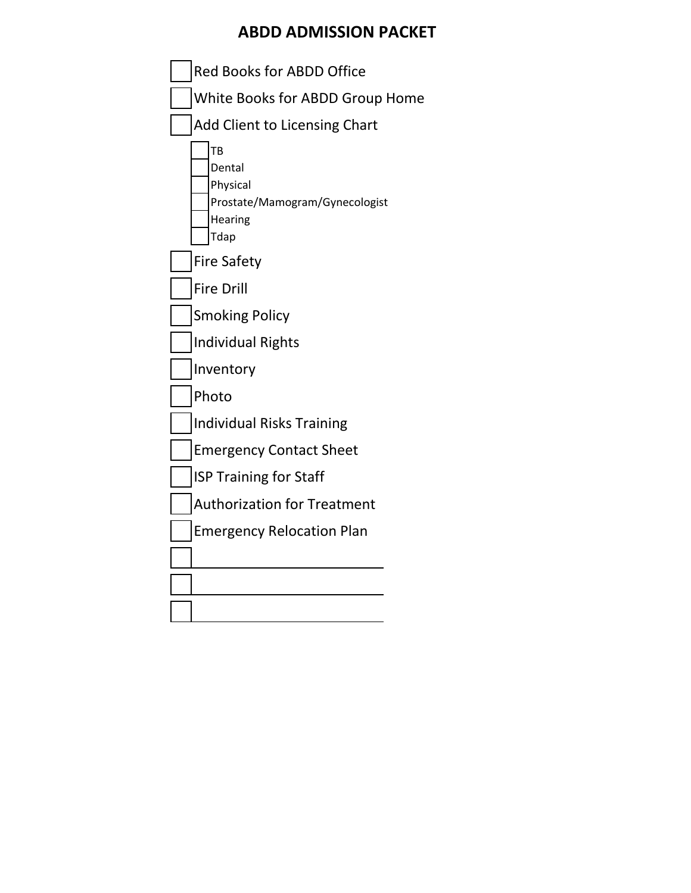# ABDD ADMISSION PACKET

- [ ] Red Books for ABDD Office
- [ ] White Books for ABDD Group Home
- [ ] Add Client to Licensing Chart
  - [ ] TB
  - [ ] Dental
  - [ ] Physical
  - [ ] Prostate/Mamogram/Gynecologist
  - [ ] Hearing
  - [ ] Tdap
- [ ] Fire Safety
- [ ] Fire Drill
- [ ] Smoking Policy
- [ ] Individual Rights
- [ ] Inventory
- [ ] Photo
- [ ] Individual Risks Training
- [ ] Emergency Contact Sheet
- [ ] ISP Training for Staff
- [ ] Authorization for Treatment
- [ ] Emergency Relocation Plan
- [ ] ______________________
- [ ] ______________________
- [ ] ______________________